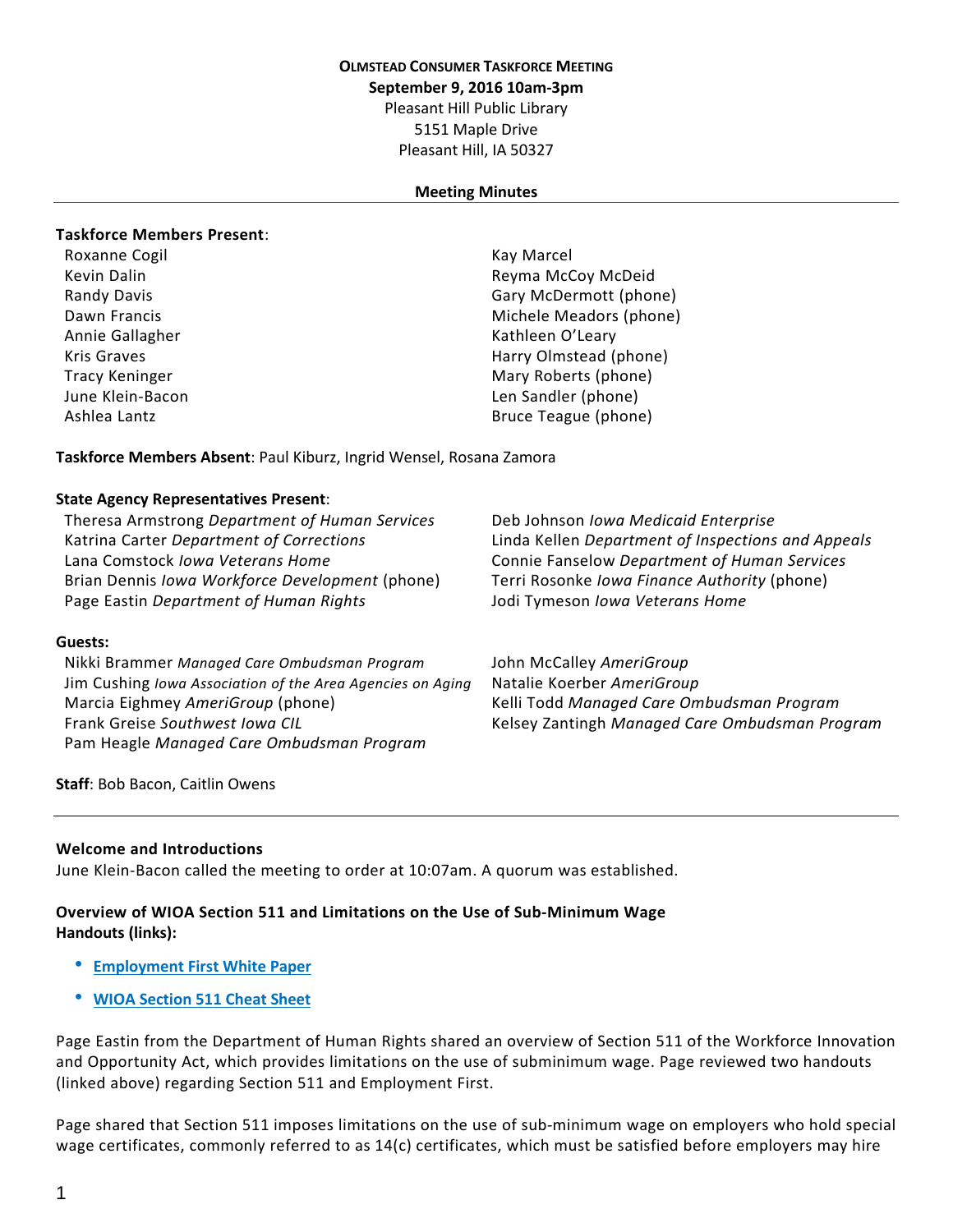**OLMSTEAD CONSUMER TASKFORCE MEETING**
**September 9, 2016 10am-3pm**
Pleasant Hill Public Library
5151 Maple Drive
Pleasant Hill, IA 50327

**Meeting Minutes**

---

**Taskforce Members Present**:

Roxanne Cogil
Kevin Dalin
Randy Davis
Dawn Francis
Annie Gallagher
Kris Graves
Tracy Keninger
June Klein-Bacon
Ashlea Lantz
Kay Marcel
Reyma McCoy McDeid
Gary McDermott (phone)
Michele Meadors (phone)
Kathleen O'Leary
Harry Olmstead (phone)
Mary Roberts (phone)
Len Sandler (phone)
Bruce Teague (phone)

**Taskforce Members Absent**: Paul Kiburz, Ingrid Wensel, Rosana Zamora

**State Agency Representatives Present**:

Theresa Armstrong *Department of Human Services*
Katrina Carter *Department of Corrections*
Lana Comstock *Iowa Veterans Home*
Brian Dennis *Iowa Workforce Development* (phone)
Page Eastin *Department of Human Rights*
Deb Johnson *Iowa Medicaid Enterprise*
Linda Kellen *Department of Inspections and Appeals*
Connie Fanselow *Department of Human Services*
Terri Rosonke *Iowa Finance Authority* (phone)
Jodi Tymeson *Iowa Veterans Home*

**Guests:**

Nikki Brammer *Managed Care Ombudsman Program*
Jim Cushing *Iowa Association of the Area Agencies on Aging*
Marcia Eighmey *AmeriGroup* (phone)
Frank Greise *Southwest Iowa CIL*
Pam Heagle *Managed Care Ombudsman Program*
John McCalley *AmeriGroup*
Natalie Koerber *AmeriGroup*
Kelli Todd *Managed Care Ombudsman Program*
Kelsey Zantingh *Managed Care Ombudsman Program*

**Staff**: Bob Bacon, Caitlin Owens

---

**Welcome and Introductions**

June Klein-Bacon called the meeting to order at 10:07am. A quorum was established.

**Overview of WIOA Section 511 and Limitations on the Use of Sub-Minimum Wage**
**Handouts (links):**

- **Employment First White Paper**
- **WIOA Section 511 Cheat Sheet**

Page Eastin from the Department of Human Rights shared an overview of Section 511 of the Workforce Innovation and Opportunity Act, which provides limitations on the use of subminimum wage. Page reviewed two handouts (linked above) regarding Section 511 and Employment First.

Page shared that Section 511 imposes limitations on the use of sub-minimum wage on employers who hold special wage certificates, commonly referred to as 14(c) certificates, which must be satisfied before employers may hire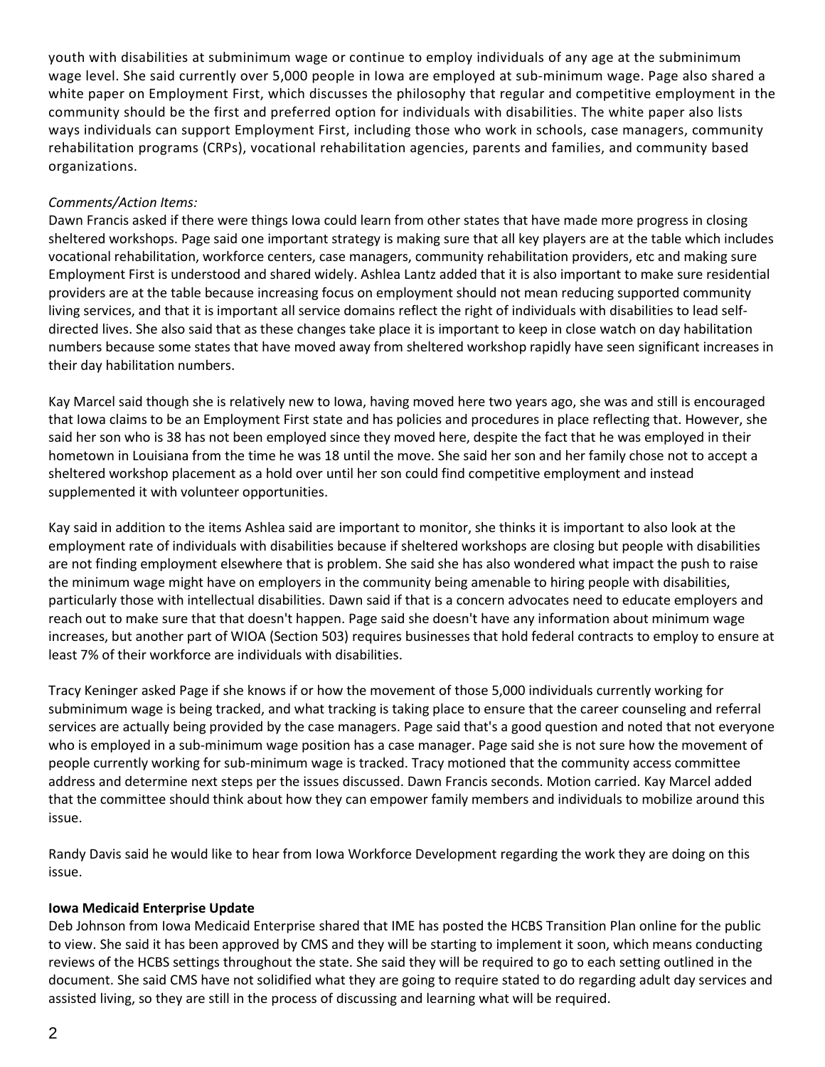youth with disabilities at subminimum wage or continue to employ individuals of any age at the subminimum wage level. She said currently over 5,000 people in Iowa are employed at sub-minimum wage. Page also shared a white paper on Employment First, which discusses the philosophy that regular and competitive employment in the community should be the first and preferred option for individuals with disabilities. The white paper also lists ways individuals can support Employment First, including those who work in schools, case managers, community rehabilitation programs (CRPs), vocational rehabilitation agencies, parents and families, and community based organizations.

*Comments/Action Items:*
Dawn Francis asked if there were things Iowa could learn from other states that have made more progress in closing sheltered workshops. Page said one important strategy is making sure that all key players are at the table which includes vocational rehabilitation, workforce centers, case managers, community rehabilitation providers, etc and making sure Employment First is understood and shared widely. Ashlea Lantz added that it is also important to make sure residential providers are at the table because increasing focus on employment should not mean reducing supported community living services, and that it is important all service domains reflect the right of individuals with disabilities to lead self-directed lives. She also said that as these changes take place it is important to keep in close watch on day habilitation numbers because some states that have moved away from sheltered workshop rapidly have seen significant increases in their day habilitation numbers.

Kay Marcel said though she is relatively new to Iowa, having moved here two years ago, she was and still is encouraged that Iowa claims to be an Employment First state and has policies and procedures in place reflecting that. However, she said her son who is 38 has not been employed since they moved here, despite the fact that he was employed in their hometown in Louisiana from the time he was 18 until the move. She said her son and her family chose not to accept a sheltered workshop placement as a hold over until her son could find competitive employment and instead supplemented it with volunteer opportunities.

Kay said in addition to the items Ashlea said are important to monitor, she thinks it is important to also look at the employment rate of individuals with disabilities because if sheltered workshops are closing but people with disabilities are not finding employment elsewhere that is problem. She said she has also wondered what impact the push to raise the minimum wage might have on employers in the community being amenable to hiring people with disabilities, particularly those with intellectual disabilities. Dawn said if that is a concern advocates need to educate employers and reach out to make sure that that doesn't happen. Page said she doesn't have any information about minimum wage increases, but another part of WIOA (Section 503) requires businesses that hold federal contracts to employ to ensure at least 7% of their workforce are individuals with disabilities.

Tracy Keninger asked Page if she knows if or how the movement of those 5,000 individuals currently working for subminimum wage is being tracked, and what tracking is taking place to ensure that the career counseling and referral services are actually being provided by the case managers. Page said that's a good question and noted that not everyone who is employed in a sub-minimum wage position has a case manager. Page said she is not sure how the movement of people currently working for sub-minimum wage is tracked. Tracy motioned that the community access committee address and determine next steps per the issues discussed. Dawn Francis seconds. Motion carried. Kay Marcel added that the committee should think about how they can empower family members and individuals to mobilize around this issue.

Randy Davis said he would like to hear from Iowa Workforce Development regarding the work they are doing on this issue.

**Iowa Medicaid Enterprise Update**
Deb Johnson from Iowa Medicaid Enterprise shared that IME has posted the HCBS Transition Plan online for the public to view. She said it has been approved by CMS and they will be starting to implement it soon, which means conducting reviews of the HCBS settings throughout the state. She said they will be required to go to each setting outlined in the document. She said CMS have not solidified what they are going to require stated to do regarding adult day services and assisted living, so they are still in the process of discussing and learning what will be required.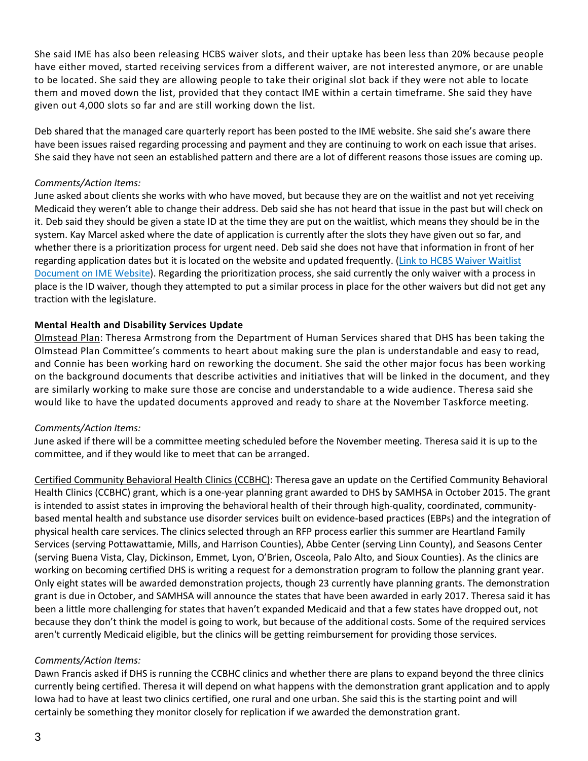She said IME has also been releasing HCBS waiver slots, and their uptake has been less than 20% because people have either moved, started receiving services from a different waiver, are not interested anymore, or are unable to be located. She said they are allowing people to take their original slot back if they were not able to locate them and moved down the list, provided that they contact IME within a certain timeframe. She said they have given out 4,000 slots so far and are still working down the list.

Deb shared that the managed care quarterly report has been posted to the IME website. She said she's aware there have been issues raised regarding processing and payment and they are continuing to work on each issue that arises. She said they have not seen an established pattern and there are a lot of different reasons those issues are coming up.

*Comments/Action Items:*
June asked about clients she works with who have moved, but because they are on the waitlist and not yet receiving Medicaid they weren't able to change their address. Deb said she has not heard that issue in the past but will check on it. Deb said they should be given a state ID at the time they are put on the waitlist, which means they should be in the system. Kay Marcel asked where the date of application is currently after the slots they have given out so far, and whether there is a prioritization process for urgent need. Deb said she does not have that information in front of her regarding application dates but it is located on the website and updated frequently. (Link to HCBS Waiver Waitlist Document on IME Website). Regarding the prioritization process, she said currently the only waiver with a process in place is the ID waiver, though they attempted to put a similar process in place for the other waivers but did not get any traction with the legislature.

**Mental Health and Disability Services Update**

Olmstead Plan: Theresa Armstrong from the Department of Human Services shared that DHS has been taking the Olmstead Plan Committee's comments to heart about making sure the plan is understandable and easy to read, and Connie has been working hard on reworking the document. She said the other major focus has been working on the background documents that describe activities and initiatives that will be linked in the document, and they are similarly working to make sure those are concise and understandable to a wide audience. Theresa said she would like to have the updated documents approved and ready to share at the November Taskforce meeting.

*Comments/Action Items:*
June asked if there will be a committee meeting scheduled before the November meeting. Theresa said it is up to the committee, and if they would like to meet that can be arranged.

Certified Community Behavioral Health Clinics (CCBHC): Theresa gave an update on the Certified Community Behavioral Health Clinics (CCBHC) grant, which is a one-year planning grant awarded to DHS by SAMHSA in October 2015. The grant is intended to assist states in improving the behavioral health of their through high-quality, coordinated, community-based mental health and substance use disorder services built on evidence-based practices (EBPs) and the integration of physical health care services. The clinics selected through an RFP process earlier this summer are Heartland Family Services (serving Pottawattamie, Mills, and Harrison Counties), Abbe Center (serving Linn County), and Seasons Center (serving Buena Vista, Clay, Dickinson, Emmet, Lyon, O'Brien, Osceola, Palo Alto, and Sioux Counties). As the clinics are working on becoming certified DHS is writing a request for a demonstration program to follow the planning grant year. Only eight states will be awarded demonstration projects, though 23 currently have planning grants. The demonstration grant is due in October, and SAMHSA will announce the states that have been awarded in early 2017. Theresa said it has been a little more challenging for states that haven't expanded Medicaid and that a few states have dropped out, not because they don't think the model is going to work, but because of the additional costs. Some of the required services aren't currently Medicaid eligible, but the clinics will be getting reimbursement for providing those services.

*Comments/Action Items:*
Dawn Francis asked if DHS is running the CCBHC clinics and whether there are plans to expand beyond the three clinics currently being certified. Theresa it will depend on what happens with the demonstration grant application and to apply Iowa had to have at least two clinics certified, one rural and one urban. She said this is the starting point and will certainly be something they monitor closely for replication if we awarded the demonstration grant.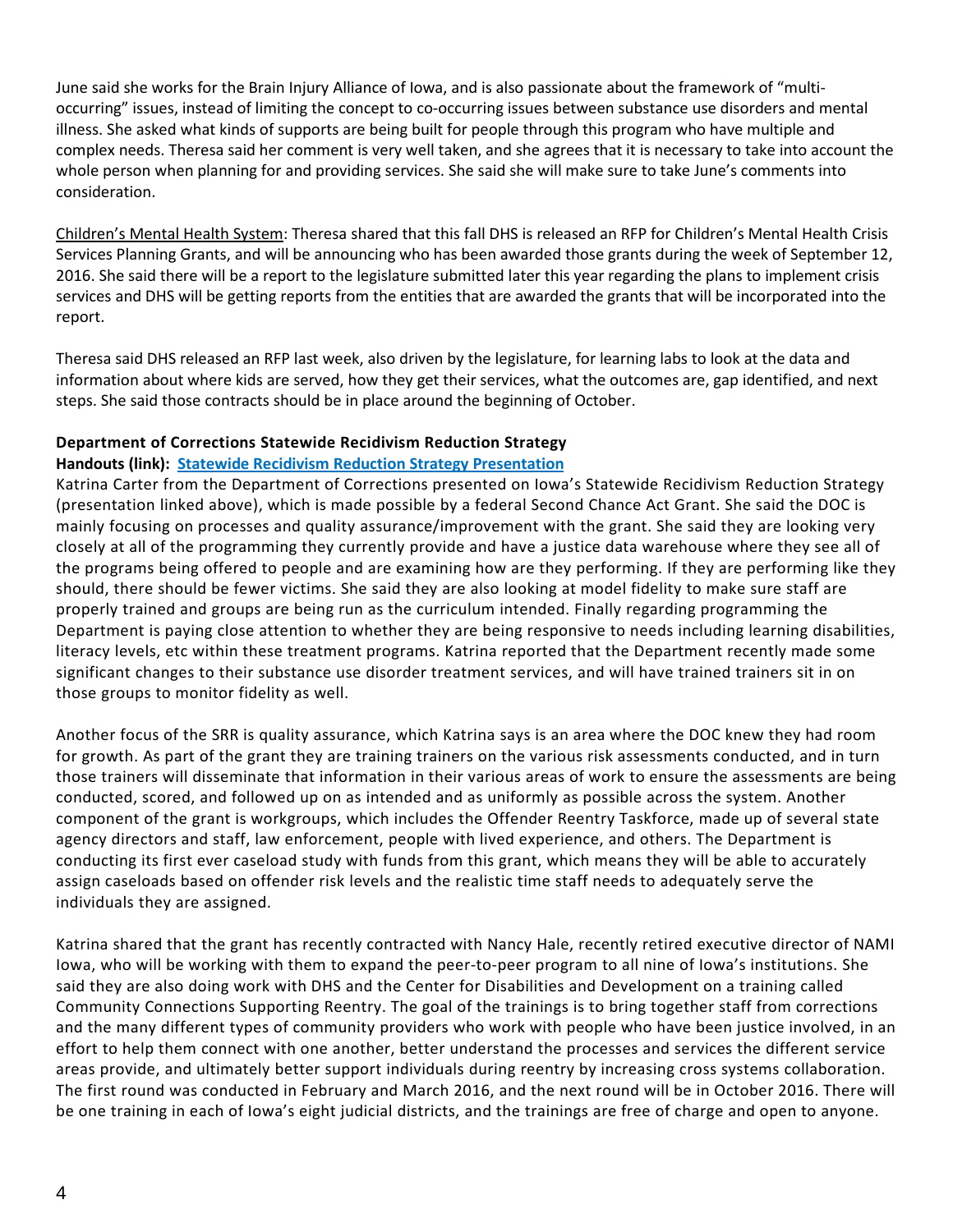June said she works for the Brain Injury Alliance of Iowa, and is also passionate about the framework of "multi-occurring" issues, instead of limiting the concept to co-occurring issues between substance use disorders and mental illness. She asked what kinds of supports are being built for people through this program who have multiple and complex needs. Theresa said her comment is very well taken, and she agrees that it is necessary to take into account the whole person when planning for and providing services. She said she will make sure to take June's comments into consideration.

Children's Mental Health System: Theresa shared that this fall DHS is released an RFP for Children's Mental Health Crisis Services Planning Grants, and will be announcing who has been awarded those grants during the week of September 12, 2016. She said there will be a report to the legislature submitted later this year regarding the plans to implement crisis services and DHS will be getting reports from the entities that are awarded the grants that will be incorporated into the report.

Theresa said DHS released an RFP last week, also driven by the legislature, for learning labs to look at the data and information about where kids are served, how they get their services, what the outcomes are, gap identified, and next steps. She said those contracts should be in place around the beginning of October.

**Department of Corrections Statewide Recidivism Reduction Strategy**
**Handouts (link): Statewide Recidivism Reduction Strategy Presentation**

Katrina Carter from the Department of Corrections presented on Iowa's Statewide Recidivism Reduction Strategy (presentation linked above), which is made possible by a federal Second Chance Act Grant. She said the DOC is mainly focusing on processes and quality assurance/improvement with the grant. She said they are looking very closely at all of the programming they currently provide and have a justice data warehouse where they see all of the programs being offered to people and are examining how are they performing. If they are performing like they should, there should be fewer victims. She said they are also looking at model fidelity to make sure staff are properly trained and groups are being run as the curriculum intended. Finally regarding programming the Department is paying close attention to whether they are being responsive to needs including learning disabilities, literacy levels, etc within these treatment programs. Katrina reported that the Department recently made some significant changes to their substance use disorder treatment services, and will have trained trainers sit in on those groups to monitor fidelity as well.

Another focus of the SRR is quality assurance, which Katrina says is an area where the DOC knew they had room for growth. As part of the grant they are training trainers on the various risk assessments conducted, and in turn those trainers will disseminate that information in their various areas of work to ensure the assessments are being conducted, scored, and followed up on as intended and as uniformly as possible across the system. Another component of the grant is workgroups, which includes the Offender Reentry Taskforce, made up of several state agency directors and staff, law enforcement, people with lived experience, and others. The Department is conducting its first ever caseload study with funds from this grant, which means they will be able to accurately assign caseloads based on offender risk levels and the realistic time staff needs to adequately serve the individuals they are assigned.

Katrina shared that the grant has recently contracted with Nancy Hale, recently retired executive director of NAMI Iowa, who will be working with them to expand the peer-to-peer program to all nine of Iowa's institutions. She said they are also doing work with DHS and the Center for Disabilities and Development on a training called Community Connections Supporting Reentry. The goal of the trainings is to bring together staff from corrections and the many different types of community providers who work with people who have been justice involved, in an effort to help them connect with one another, better understand the processes and services the different service areas provide, and ultimately better support individuals during reentry by increasing cross systems collaboration. The first round was conducted in February and March 2016, and the next round will be in October 2016. There will be one training in each of Iowa's eight judicial districts, and the trainings are free of charge and open to anyone.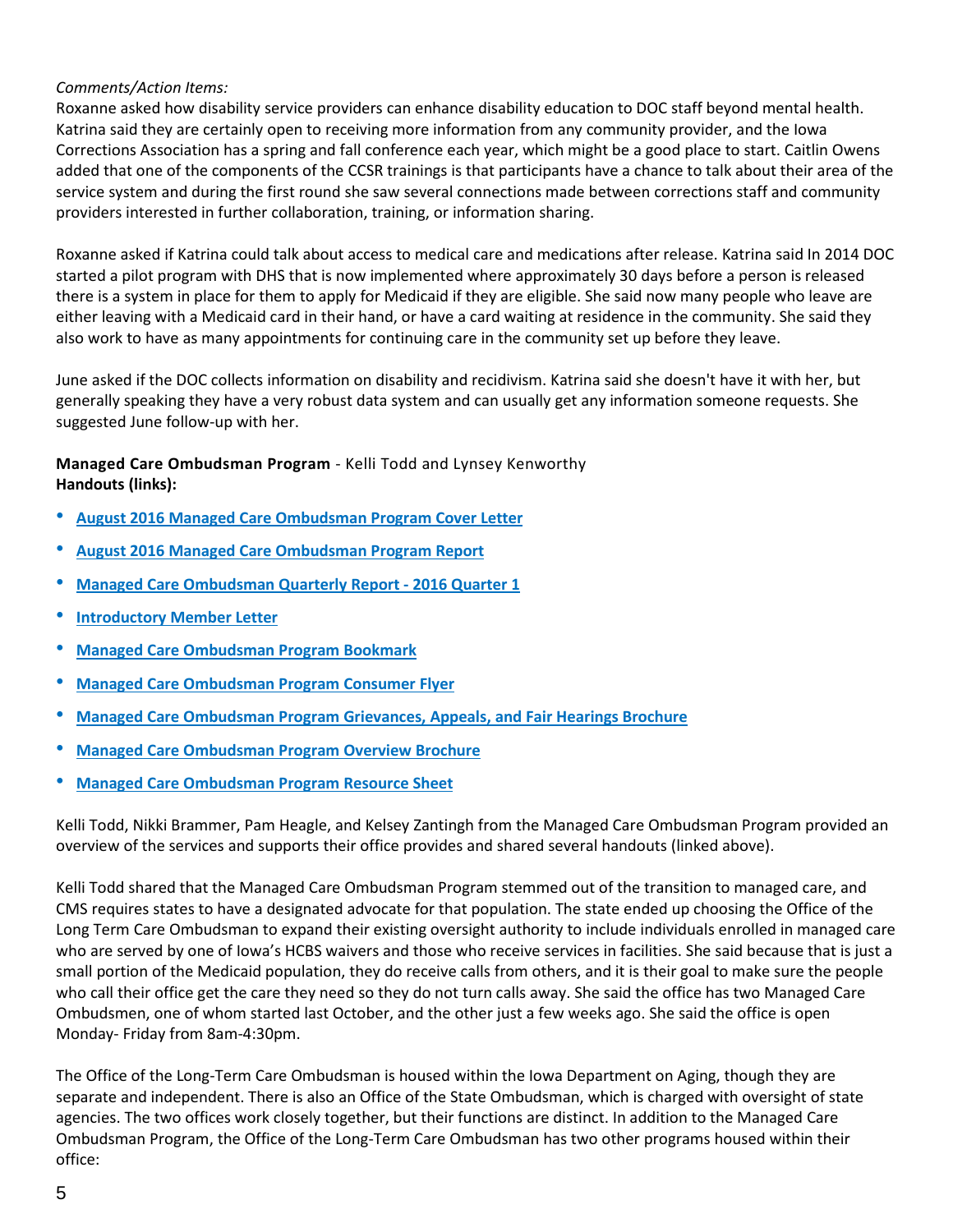*Comments/Action Items:*
Roxanne asked how disability service providers can enhance disability education to DOC staff beyond mental health. Katrina said they are certainly open to receiving more information from any community provider, and the Iowa Corrections Association has a spring and fall conference each year, which might be a good place to start. Caitlin Owens added that one of the components of the CCSR trainings is that participants have a chance to talk about their area of the service system and during the first round she saw several connections made between corrections staff and community providers interested in further collaboration, training, or information sharing.

Roxanne asked if Katrina could talk about access to medical care and medications after release. Katrina said In 2014 DOC started a pilot program with DHS that is now implemented where approximately 30 days before a person is released there is a system in place for them to apply for Medicaid if they are eligible. She said now many people who leave are either leaving with a Medicaid card in their hand, or have a card waiting at residence in the community. She said they also work to have as many appointments for continuing care in the community set up before they leave.

June asked if the DOC collects information on disability and recidivism. Katrina said she doesn't have it with her, but generally speaking they have a very robust data system and can usually get any information someone requests. She suggested June follow-up with her.

**Managed Care Ombudsman Program** - Kelli Todd and Lynsey Kenworthy
**Handouts (links):**

- **August 2016 Managed Care Ombudsman Program Cover Letter**
- **August 2016 Managed Care Ombudsman Program Report**
- **Managed Care Ombudsman Quarterly Report - 2016 Quarter 1**
- **Introductory Member Letter**
- **Managed Care Ombudsman Program Bookmark**
- **Managed Care Ombudsman Program Consumer Flyer**
- **Managed Care Ombudsman Program Grievances, Appeals, and Fair Hearings Brochure**
- **Managed Care Ombudsman Program Overview Brochure**
- **Managed Care Ombudsman Program Resource Sheet**

Kelli Todd, Nikki Brammer, Pam Heagle, and Kelsey Zantingh from the Managed Care Ombudsman Program provided an overview of the services and supports their office provides and shared several handouts (linked above).

Kelli Todd shared that the Managed Care Ombudsman Program stemmed out of the transition to managed care, and CMS requires states to have a designated advocate for that population. The state ended up choosing the Office of the Long Term Care Ombudsman to expand their existing oversight authority to include individuals enrolled in managed care who are served by one of Iowa's HCBS waivers and those who receive services in facilities. She said because that is just a small portion of the Medicaid population, they do receive calls from others, and it is their goal to make sure the people who call their office get the care they need so they do not turn calls away. She said the office has two Managed Care Ombudsmen, one of whom started last October, and the other just a few weeks ago. She said the office is open Monday- Friday from 8am-4:30pm.

The Office of the Long-Term Care Ombudsman is housed within the Iowa Department on Aging, though they are separate and independent. There is also an Office of the State Ombudsman, which is charged with oversight of state agencies. The two offices work closely together, but their functions are distinct. In addition to the Managed Care Ombudsman Program, the Office of the Long-Term Care Ombudsman has two other programs housed within their office: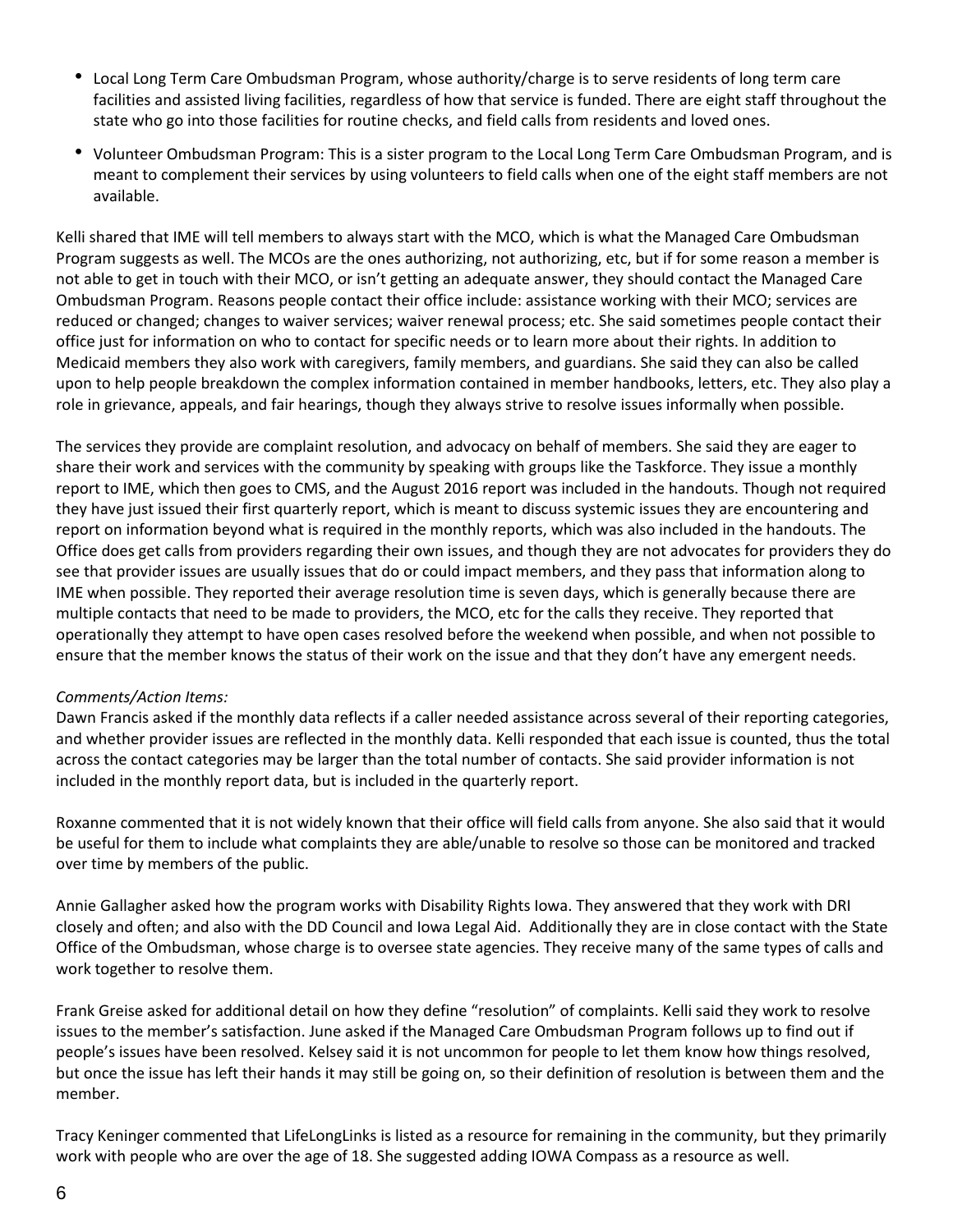- Local Long Term Care Ombudsman Program, whose authority/charge is to serve residents of long term care facilities and assisted living facilities, regardless of how that service is funded. There are eight staff throughout the state who go into those facilities for routine checks, and field calls from residents and loved ones.
- Volunteer Ombudsman Program: This is a sister program to the Local Long Term Care Ombudsman Program, and is meant to complement their services by using volunteers to field calls when one of the eight staff members are not available.

Kelli shared that IME will tell members to always start with the MCO, which is what the Managed Care Ombudsman Program suggests as well. The MCOs are the ones authorizing, not authorizing, etc, but if for some reason a member is not able to get in touch with their MCO, or isn't getting an adequate answer, they should contact the Managed Care Ombudsman Program. Reasons people contact their office include: assistance working with their MCO; services are reduced or changed; changes to waiver services; waiver renewal process; etc. She said sometimes people contact their office just for information on who to contact for specific needs or to learn more about their rights. In addition to Medicaid members they also work with caregivers, family members, and guardians. She said they can also be called upon to help people breakdown the complex information contained in member handbooks, letters, etc. They also play a role in grievance, appeals, and fair hearings, though they always strive to resolve issues informally when possible.

The services they provide are complaint resolution, and advocacy on behalf of members. She said they are eager to share their work and services with the community by speaking with groups like the Taskforce. They issue a monthly report to IME, which then goes to CMS, and the August 2016 report was included in the handouts. Though not required they have just issued their first quarterly report, which is meant to discuss systemic issues they are encountering and report on information beyond what is required in the monthly reports, which was also included in the handouts. The Office does get calls from providers regarding their own issues, and though they are not advocates for providers they do see that provider issues are usually issues that do or could impact members, and they pass that information along to IME when possible. They reported their average resolution time is seven days, which is generally because there are multiple contacts that need to be made to providers, the MCO, etc for the calls they receive. They reported that operationally they attempt to have open cases resolved before the weekend when possible, and when not possible to ensure that the member knows the status of their work on the issue and that they don't have any emergent needs.

*Comments/Action Items:*

Dawn Francis asked if the monthly data reflects if a caller needed assistance across several of their reporting categories, and whether provider issues are reflected in the monthly data. Kelli responded that each issue is counted, thus the total across the contact categories may be larger than the total number of contacts. She said provider information is not included in the monthly report data, but is included in the quarterly report.

Roxanne commented that it is not widely known that their office will field calls from anyone. She also said that it would be useful for them to include what complaints they are able/unable to resolve so those can be monitored and tracked over time by members of the public.

Annie Gallagher asked how the program works with Disability Rights Iowa. They answered that they work with DRI closely and often; and also with the DD Council and Iowa Legal Aid. Additionally they are in close contact with the State Office of the Ombudsman, whose charge is to oversee state agencies. They receive many of the same types of calls and work together to resolve them.

Frank Greise asked for additional detail on how they define "resolution" of complaints. Kelli said they work to resolve issues to the member's satisfaction. June asked if the Managed Care Ombudsman Program follows up to find out if people's issues have been resolved. Kelsey said it is not uncommon for people to let them know how things resolved, but once the issue has left their hands it may still be going on, so their definition of resolution is between them and the member.

Tracy Keninger commented that LifeLongLinks is listed as a resource for remaining in the community, but they primarily work with people who are over the age of 18. She suggested adding IOWA Compass as a resource as well.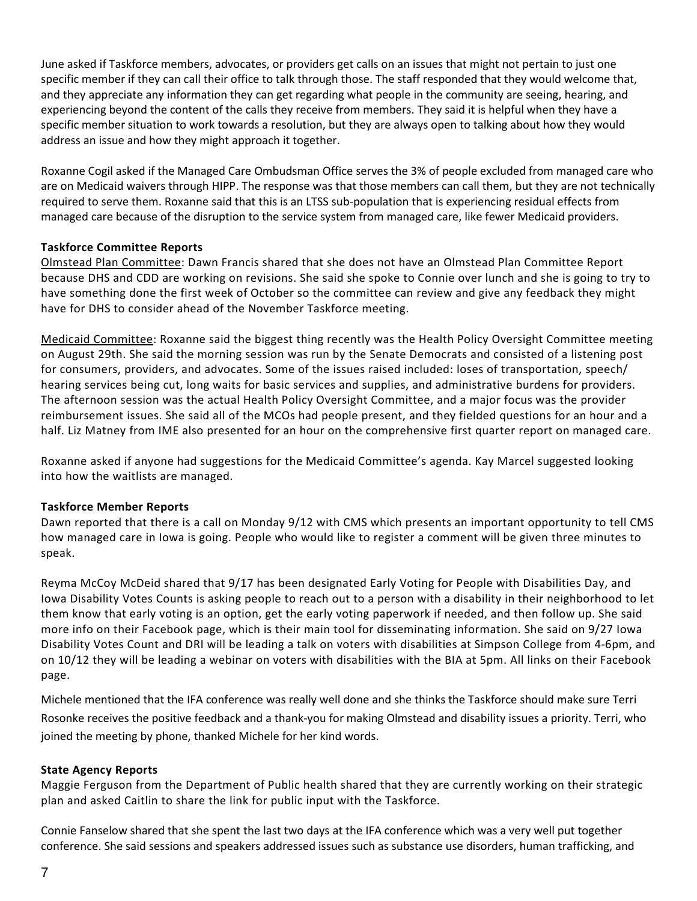June asked if Taskforce members, advocates, or providers get calls on an issues that might not pertain to just one specific member if they can call their office to talk through those. The staff responded that they would welcome that, and they appreciate any information they can get regarding what people in the community are seeing, hearing, and experiencing beyond the content of the calls they receive from members. They said it is helpful when they have a specific member situation to work towards a resolution, but they are always open to talking about how they would address an issue and how they might approach it together.

Roxanne Cogil asked if the Managed Care Ombudsman Office serves the 3% of people excluded from managed care who are on Medicaid waivers through HIPP. The response was that those members can call them, but they are not technically required to serve them. Roxanne said that this is an LTSS sub-population that is experiencing residual effects from managed care because of the disruption to the service system from managed care, like fewer Medicaid providers.

**Taskforce Committee Reports**

Olmstead Plan Committee: Dawn Francis shared that she does not have an Olmstead Plan Committee Report because DHS and CDD are working on revisions. She said she spoke to Connie over lunch and she is going to try to have something done the first week of October so the committee can review and give any feedback they might have for DHS to consider ahead of the November Taskforce meeting.

Medicaid Committee: Roxanne said the biggest thing recently was the Health Policy Oversight Committee meeting on August 29th. She said the morning session was run by the Senate Democrats and consisted of a listening post for consumers, providers, and advocates. Some of the issues raised included: loses of transportation, speech/ hearing services being cut, long waits for basic services and supplies, and administrative burdens for providers. The afternoon session was the actual Health Policy Oversight Committee, and a major focus was the provider reimbursement issues. She said all of the MCOs had people present, and they fielded questions for an hour and a half. Liz Matney from IME also presented for an hour on the comprehensive first quarter report on managed care.

Roxanne asked if anyone had suggestions for the Medicaid Committee's agenda. Kay Marcel suggested looking into how the waitlists are managed.

**Taskforce Member Reports**

Dawn reported that there is a call on Monday 9/12 with CMS which presents an important opportunity to tell CMS how managed care in Iowa is going. People who would like to register a comment will be given three minutes to speak.

Reyma McCoy McDeid shared that 9/17 has been designated Early Voting for People with Disabilities Day, and Iowa Disability Votes Counts is asking people to reach out to a person with a disability in their neighborhood to let them know that early voting is an option, get the early voting paperwork if needed, and then follow up. She said more info on their Facebook page, which is their main tool for disseminating information. She said on 9/27 Iowa Disability Votes Count and DRI will be leading a talk on voters with disabilities at Simpson College from 4-6pm, and on 10/12 they will be leading a webinar on voters with disabilities with the BIA at 5pm. All links on their Facebook page.

Michele mentioned that the IFA conference was really well done and she thinks the Taskforce should make sure Terri Rosonke receives the positive feedback and a thank-you for making Olmstead and disability issues a priority. Terri, who joined the meeting by phone, thanked Michele for her kind words.

**State Agency Reports**

Maggie Ferguson from the Department of Public health shared that they are currently working on their strategic plan and asked Caitlin to share the link for public input with the Taskforce.

Connie Fanselow shared that she spent the last two days at the IFA conference which was a very well put together conference. She said sessions and speakers addressed issues such as substance use disorders, human trafficking, and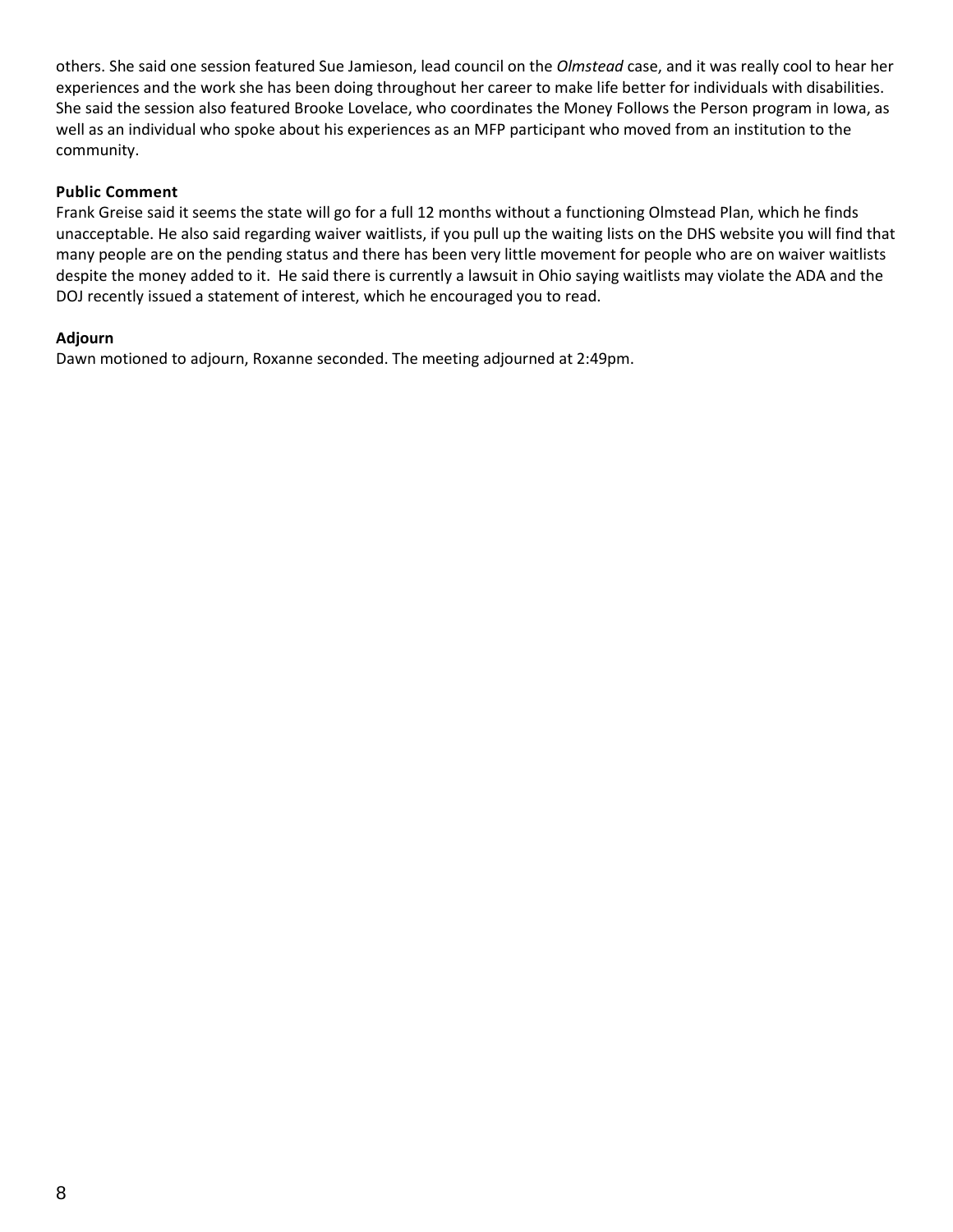others. She said one session featured Sue Jamieson, lead council on the *Olmstead* case, and it was really cool to hear her experiences and the work she has been doing throughout her career to make life better for individuals with disabilities. She said the session also featured Brooke Lovelace, who coordinates the Money Follows the Person program in Iowa, as well as an individual who spoke about his experiences as an MFP participant who moved from an institution to the community.

**Public Comment**

Frank Greise said it seems the state will go for a full 12 months without a functioning Olmstead Plan, which he finds unacceptable. He also said regarding waiver waitlists, if you pull up the waiting lists on the DHS website you will find that many people are on the pending status and there has been very little movement for people who are on waiver waitlists despite the money added to it. He said there is currently a lawsuit in Ohio saying waitlists may violate the ADA and the DOJ recently issued a statement of interest, which he encouraged you to read.

**Adjourn**

Dawn motioned to adjourn, Roxanne seconded. The meeting adjourned at 2:49pm.